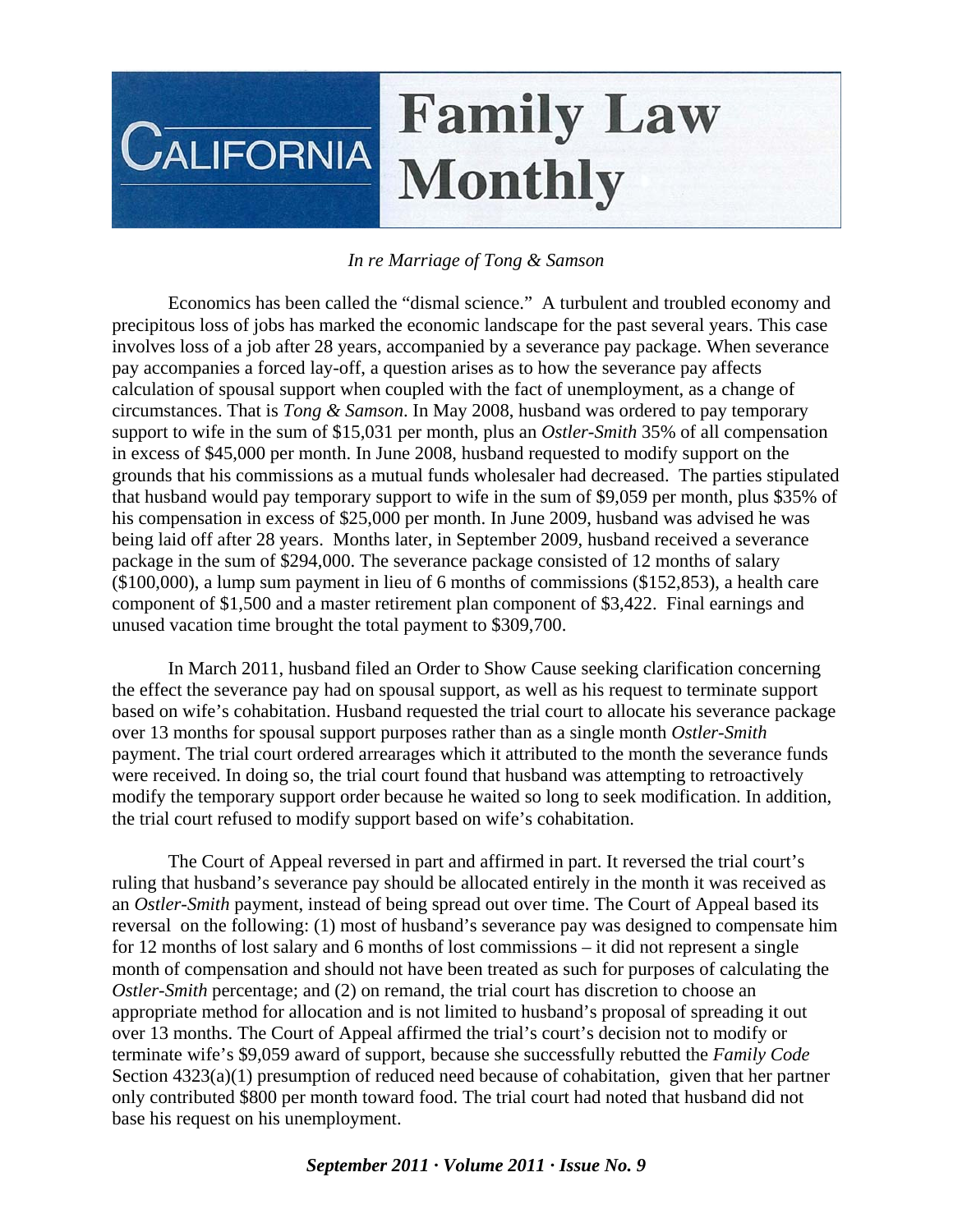# California Family Law Monthly

*In re Marriage of Tong & Samson*

Economics has been called the "dismal science." A turbulent and troubled economy and precipitous loss of jobs has marked the economic landscape for the past several years. This case involves loss of a job after 28 years, accompanied by a severance pay package. When severance pay accompanies a forced lay-off, a question arises as to how the severance pay affects calculation of spousal support when coupled with the fact of unemployment, as a change of circumstances. That is *Tong & Samson*. In May 2008, husband was ordered to pay temporary support to wife in the sum of $15,031 per month, plus an *Ostler-Smith* 35% of all compensation in excess of $45,000 per month. In June 2008, husband requested to modify support on the grounds that his commissions as a mutual funds wholesaler had decreased. The parties stipulated that husband would pay temporary support to wife in the sum of $9,059 per month, plus $35% of his compensation in excess of $25,000 per month. In June 2009, husband was advised he was being laid off after 28 years. Months later, in September 2009, husband received a severance package in the sum of $294,000. The severance package consisted of 12 months of salary ($100,000), a lump sum payment in lieu of 6 months of commissions ($152,853), a health care component of $1,500 and a master retirement plan component of $3,422. Final earnings and unused vacation time brought the total payment to $309,700.

In March 2011, husband filed an Order to Show Cause seeking clarification concerning the effect the severance pay had on spousal support, as well as his request to terminate support based on wife's cohabitation. Husband requested the trial court to allocate his severance package over 13 months for spousal support purposes rather than as a single month *Ostler-Smith* payment. The trial court ordered arrearages which it attributed to the month the severance funds were received. In doing so, the trial court found that husband was attempting to retroactively modify the temporary support order because he waited so long to seek modification. In addition, the trial court refused to modify support based on wife's cohabitation.

The Court of Appeal reversed in part and affirmed in part. It reversed the trial court's ruling that husband's severance pay should be allocated entirely in the month it was received as an *Ostler-Smith* payment, instead of being spread out over time. The Court of Appeal based its reversal on the following: (1) most of husband's severance pay was designed to compensate him for 12 months of lost salary and 6 months of lost commissions – it did not represent a single month of compensation and should not have been treated as such for purposes of calculating the *Ostler-Smith* percentage; and (2) on remand, the trial court has discretion to choose an appropriate method for allocation and is not limited to husband's proposal of spreading it out over 13 months. The Court of Appeal affirmed the trial's court's decision not to modify or terminate wife's $9,059 award of support, because she successfully rebutted the *Family Code* Section 4323(a)(1) presumption of reduced need because of cohabitation, given that her partner only contributed $800 per month toward food. The trial court had noted that husband did not base his request on his unemployment.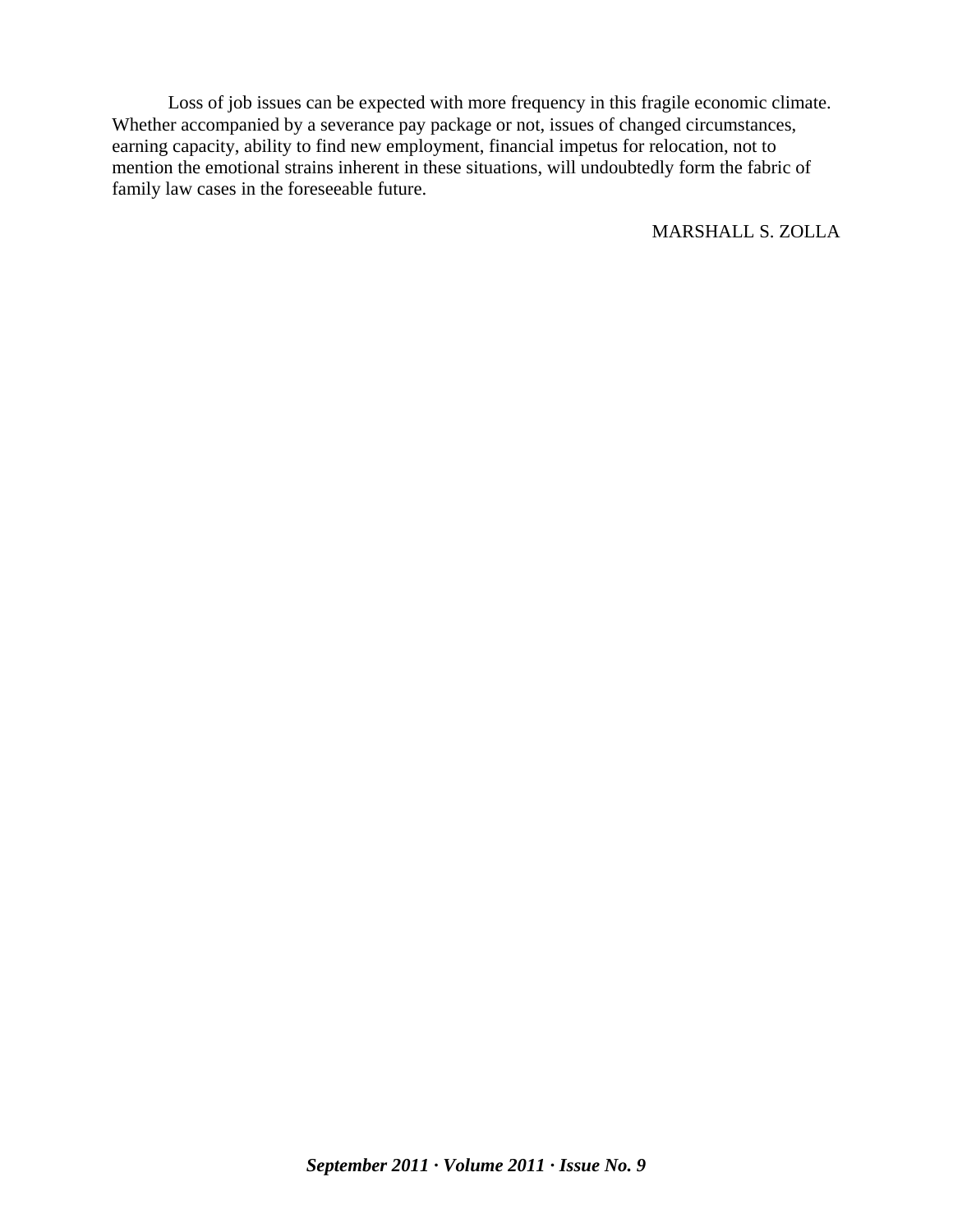Loss of job issues can be expected with more frequency in this fragile economic climate. Whether accompanied by a severance pay package or not, issues of changed circumstances, earning capacity, ability to find new employment, financial impetus for relocation, not to mention the emotional strains inherent in these situations, will undoubtedly form the fabric of family law cases in the foreseeable future.

MARSHALL S. ZOLLA